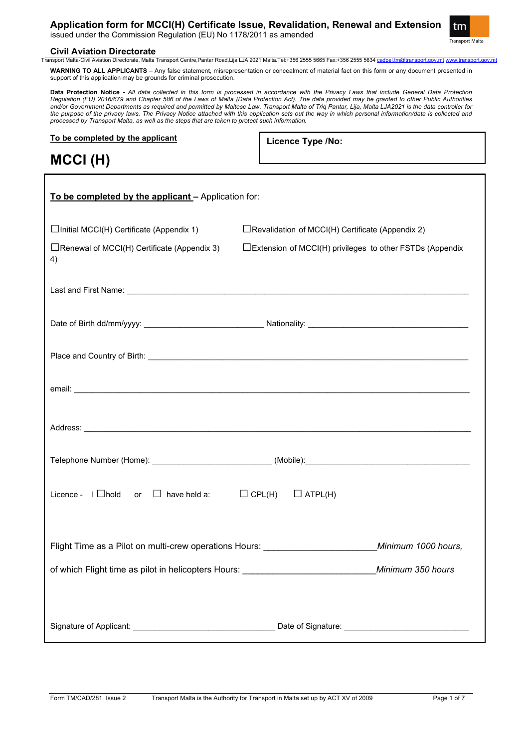# Application form for MCCI(H) Certificate Issue, Revalidation, Renewal and Extension

issued under the Commission Regulation (EU) No 1178/2011 as amended

## Civil Aviation Directorate

Transport Malta-Civil Aviation Directorate, Malta Transport Centre,Pantar Road,Lija LJA 2021 Malta.Tel:+356 2555 5665 Fax:+356 2555 5634 cadpel.tm@transport.gov.mt www.transport.gov.mt

**WARNING TO ALL APPLICANTS** – Any false statement, misrepresentation or concealment of material fact on this form or any document presented in support of this application may be grounds for criminal prosecution.

**Data Protection Notice -** *All data collected in this form is processed in accordance with the Privacy Laws that include General Data Protection Regulation (EU) 2016/679 and Chapter 586 of the Laws of Malta (Data Protection Act). The data provided may be granted to other Public Authorities and/or Government Departments as required and permitted by Maltese Law. Transport Malta of Triq Pantar, Lija, Malta LJA2021 is the data controller for the purpose of the privacy laws. The Privacy Notice attached with this application sets out the way in which personal information/data is collected and processed by Transport Malta, as well as the steps that are taken to protect such information.*

**To be completed by the applicant**

**Licence Type /No:**

# MCCI (H)

**To be completed by the applicant** – Application for:

☐Initial MCCI(H) Certificate (Appendix 1)

☐Revalidation of MCCI(H) Certificate (Appendix 2)

☐Renewal of MCCI(H) Certificate (Appendix 3)

☐Extension of MCCI(H) privileges to other FSTDs (Appendix 4)

Last and First Name: ___________________________________________________________

Date of Birth dd/mm/yyyy: _______________________ Nationality: ______________________________

Place and Country of Birth: _______________________________________________________

email: _________________________________________________________________________

Address: _______________________________________________________________________

Telephone Number (Home): _______________________ (Mobile):______________________________

Licence - I ☐hold or ☐ have held a: ☐ CPL(H) ☐ ATPL(H)

Flight Time as a Pilot on multi-crew operations Hours: ____________________ *Minimum 1000 hours,*

of which Flight time as pilot in helicopters Hours: ______________________ *Minimum 350 hours*

Signature of Applicant: ___________________________ Date of Signature: _______________________

Form TM/CAD/281 Issue 2 Transport Malta is the Authority for Transport in Malta set up by ACT XV of 2009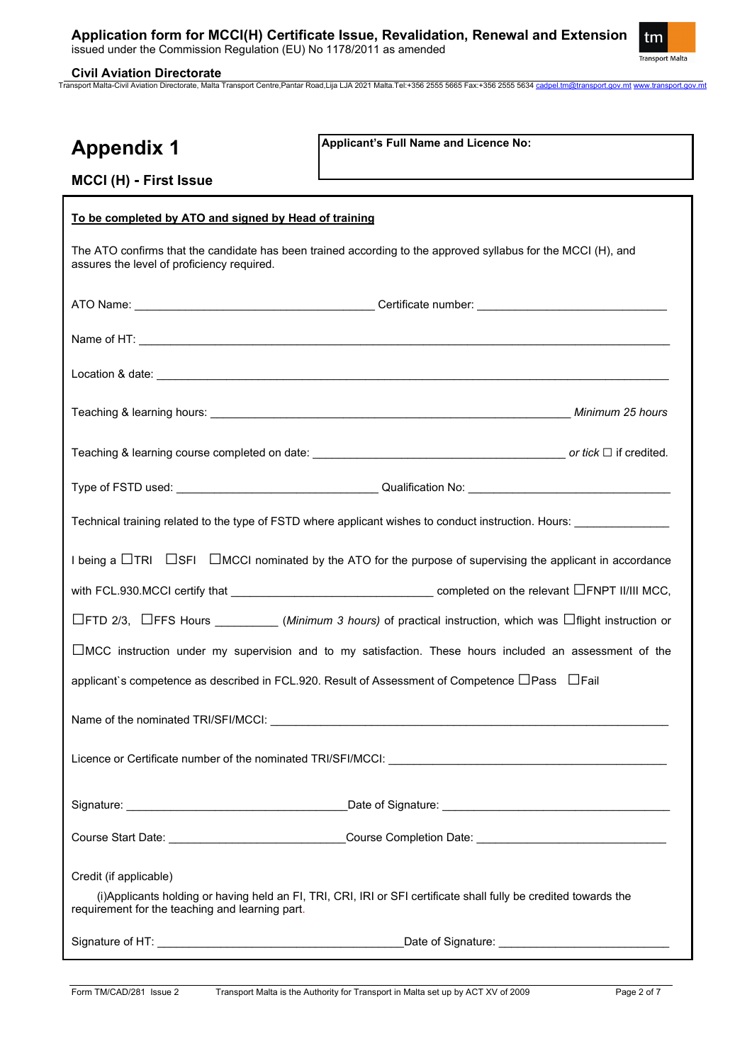# Appendix 1

**Applicant's Full Name and Licence No:**

## MCCI (H) - First Issue

**To be completed by ATO and signed by Head of training**

The ATO confirms that the candidate has been trained according to the approved syllabus for the MCCI (H), and assures the level of proficiency required.

ATO Name: ______________________ Certificate number: ______________________

Name of HT: ____________________________________________

Location & date: ____________________________________________

Teaching & learning hours: ______________________ *Minimum 25 hours*

Teaching & learning course completed on date: ______________________ *or tick* ☐ if credited.

Type of FSDT used: ______________________ Qualification No: ______________________

Technical training related to the type of FSTD where applicant wishes to conduct instruction. Hours: __________

I being a ☐TRI ☐SFI ☐MCCI nominated by the ATO for the purpose of supervising the applicant in accordance with FCL.930.MCCI certify that ______________________ completed on the relevant ☐FNPT II/III MCC, ☐FTD 2/3, ☐FFS Hours __________ (*Minimum 3 hours)* of practical instruction, which was ☐flight instruction or ☐MCC instruction under my supervision and to my satisfaction. These hours included an assessment of the applicant`s competence as described in FCL.920. Result of Assessment of Competence ☐Pass ☐Fail

Name of the nominated TRI/SFI/MCCI: ____________________________________________

Licence or Certificate number of the nominated TRI/SFI/MCCI: ______________________

Signature: ______________________ Date of Signature: ______________________

Course Start Date: ______________________ Course Completion Date: ______________________

Credit (if applicable)

(i)Applicants holding or having held an FI, TRI, CRI, IRI or SFI certificate shall fully be credited towards the requirement for the teaching and learning part.

Signature of HT: ______________________ Date of Signature: ______________________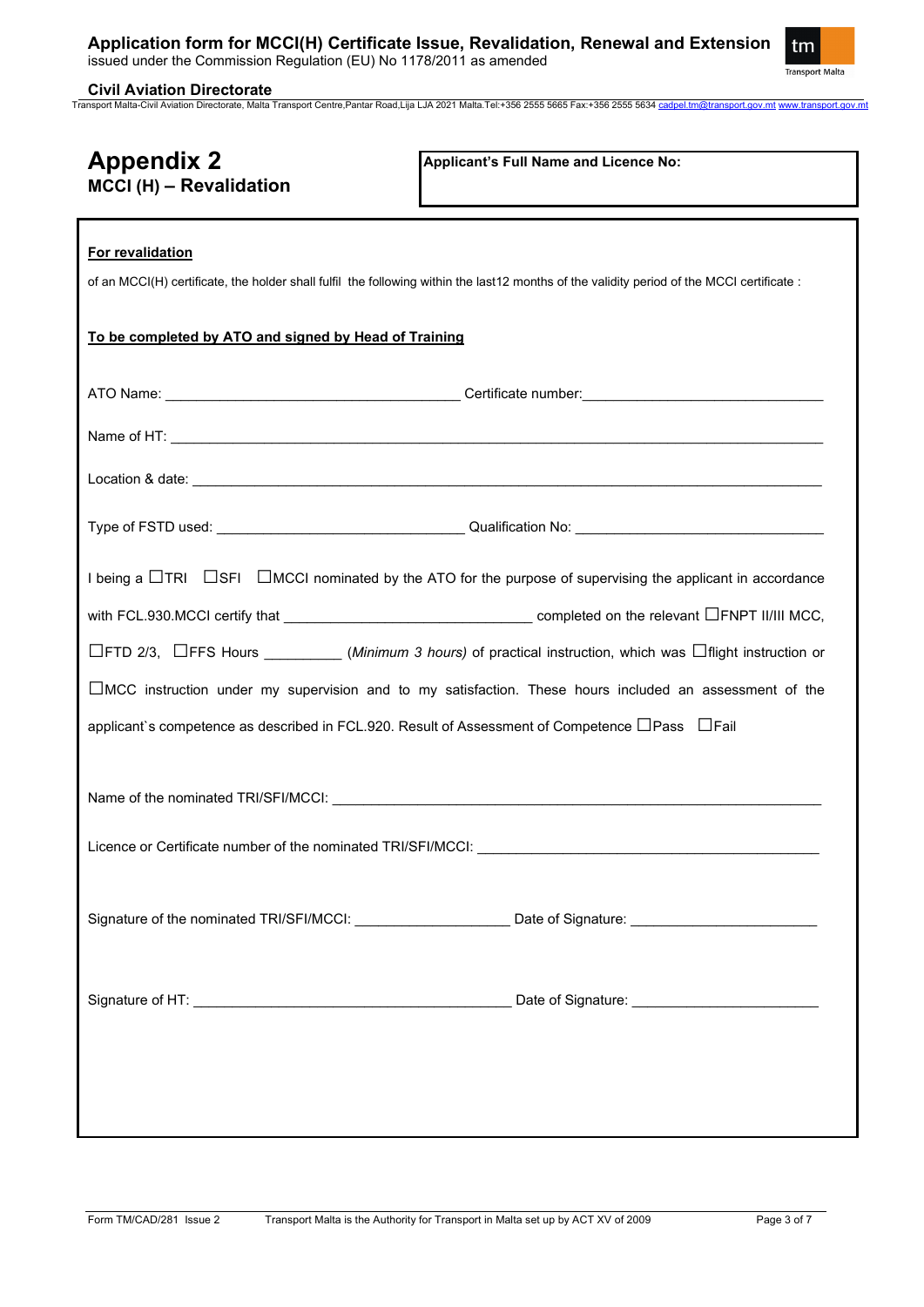# Appendix 2

## MCCI (H) – Revalidation

**Applicant's Full Name and Licence No:**

**For revalidation**

of an MCCI(H) certificate, the holder shall fulfil the following within the last12 months of the validity period of the MCCI certificate :

**To be completed by ATO and signed by Head of Training**

ATO Name: ______________________________ Certificate number:______________________________

Name of HT: ______________________________________________________________________

Location & date: ___________________________________________________________________

Type of FSTD used: ______________________________ Qualification No: ______________________________

I being a ☐TRI ☐SFI ☐MCCI nominated by the ATO for the purpose of supervising the applicant in accordance with FCL.930.MCCI certify that ______________________________ completed on the relevant ☐FNPT II/III MCC, ☐FTD 2/3, ☐FFS Hours __________ *(Minimum 3 hours)* of practical instruction, which was ☐flight instruction or ☐MCC instruction under my supervision and to my satisfaction. These hours included an assessment of the applicant`s competence as described in FCL.920. Result of Assessment of Competence ☐Pass ☐Fail

Name of the nominated TRI/SFI/MCCI: ________________________________________________________

Licence or Certificate number of the nominated TRI/SFI/MCCI: ________________________________________

Signature of the nominated TRI/SFI/MCCI: ____________________ Date of Signature: ______________________

Signature of HT: ________________________________________ Date of Signature: ______________________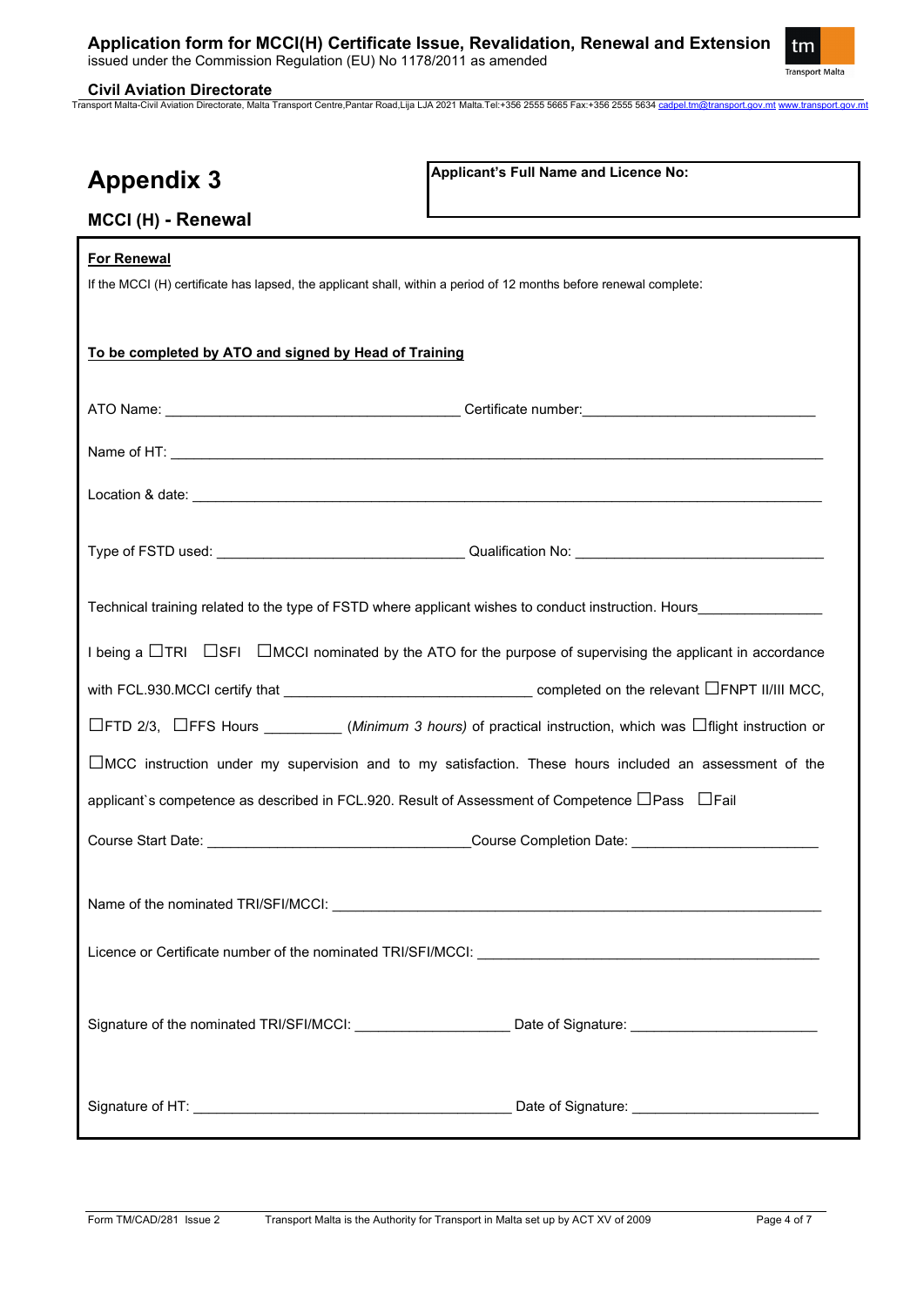# Appendix 3

**Applicant's Full Name and Licence No:**

## MCCI (H) - Renewal

**For Renewal**

If the MCCI (H) certificate has lapsed, the applicant shall, within a period of 12 months before renewal complete:

**To be completed by ATO and signed by Head of Training**

ATO Name: ______________________________________ Certificate number: ______________________________

Name of HT: ________________________________________________________________________________

Location & date: _____________________________________________________________________________

Type of FSTD used: ________________________________ Qualification No: ________________________________

Technical training related to the type of FSTD where applicant wishes to conduct instruction. Hours_______________

I being a ☐TRI ☐SFI ☐MCCI nominated by the ATO for the purpose of supervising the applicant in accordance with FCL.930.MCCI certify that ________________________________ completed on the relevant ☐FNPT II/III MCC, ☐FTD 2/3, ☐FFS Hours __________ (*Minimum 3 hours)* of practical instruction, which was ☐flight instruction or ☐MCC instruction under my supervision and to my satisfaction. These hours included an assessment of the applicant`s competence as described in FCL.920. Result of Assessment of Competence ☐Pass ☐Fail

Course Start Date: _________________________________ Course Completion Date: ________________________

Name of the nominated TRI/SFI/MCCI: ______________________________________________________________

Licence or Certificate number of the nominated TRI/SFI/MCCI: ____________________________________________

Signature of the nominated TRI/SFI/MCCI: ____________________ Date of Signature: ________________________

Signature of HT: __________________________________________ Date of Signature: ________________________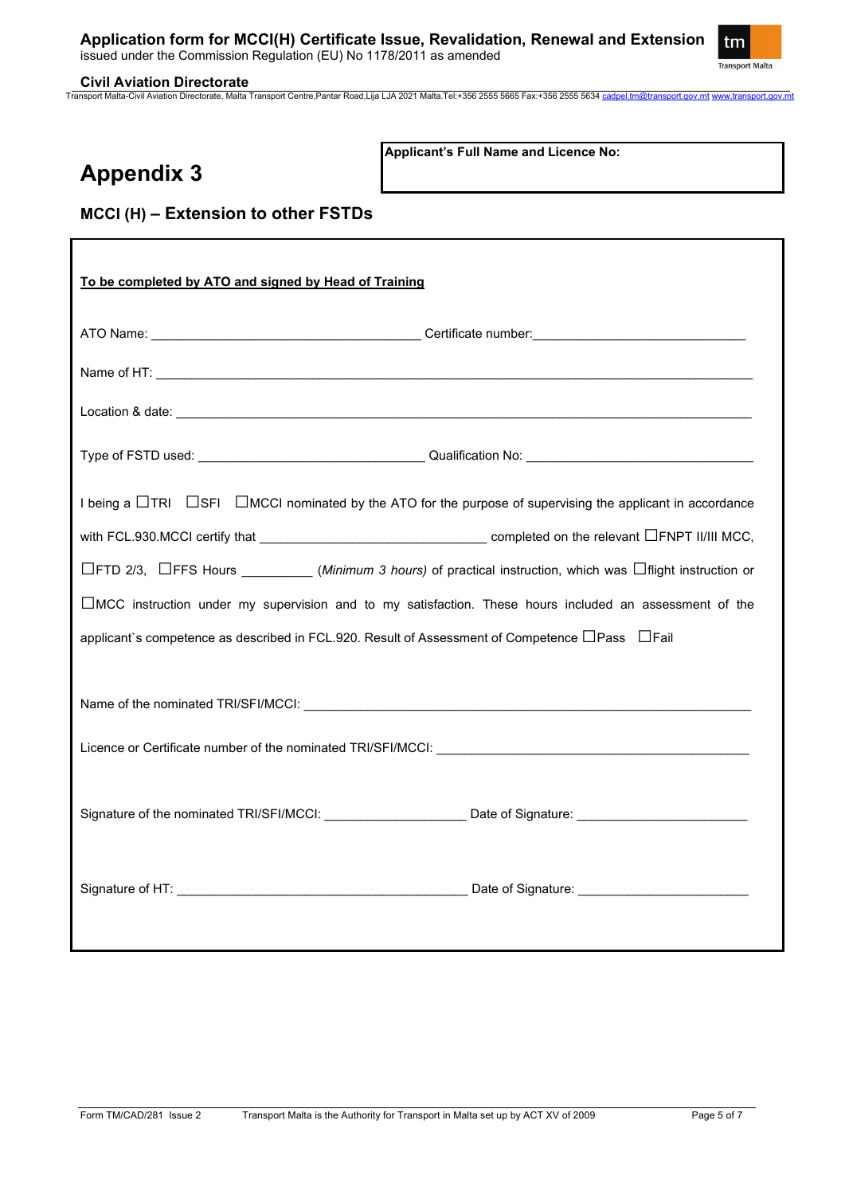# Appendix 3

**Applicant's Full Name and Licence No:**

## MCCI (H) – Extension to other FSTDs

**To be completed by ATO and signed by Head of Training**

ATO Name: ______________________________ Certificate number: ______________________________

Name of HT: ________________________________________________________________

Location & date: ________________________________________________________________

Type of FSTD used: ______________________________ Qualification No: ______________________________

I being a ☐TRI ☐SFI ☐MCCI nominated by the ATO for the purpose of supervising the applicant in accordance with FCL.930.MCCI certify that ______________________________ completed on the relevant ☐FNPT II/III MCC, ☐FTD 2/3, ☐FFS Hours _________ (*Minimum 3 hours)* of practical instruction, which was ☐flight instruction or ☐MCC instruction under my supervision and to my satisfaction. These hours included an assessment of the applicant`s competence as described in FCL.920. Result of Assessment of Competence ☐Pass ☐Fail

Name of the nominated TRI/SFI/MCCI: ________________________________________________________________

Licence or Certificate number of the nominated TRI/SFI/MCCI: ______________________________

Signature of the nominated TRI/SFI/MCCI: __________________ Date of Signature: ______________________

Signature of HT: ______________________________ Date of Signature: ______________________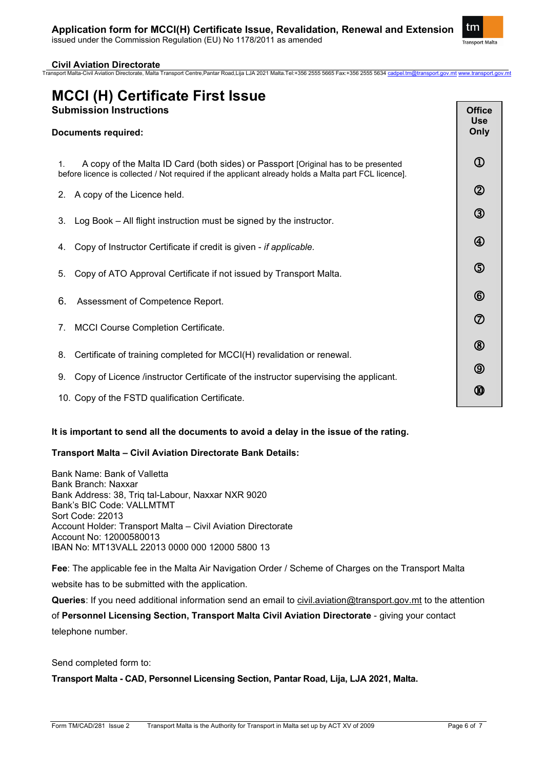# MCCI (H) Certificate First Issue

**Submission Instructions**

**Documents required:**

| | Office Use Only |
|---|---|
| 1. A copy of the Malta ID Card (both sides) or Passport [Original has to be presented before licence is collected / Not required if the applicant already holds a Malta part FCL licence]. | ① |
| 2. A copy of the Licence held. | ② |
| 3. Log Book – All flight instruction must be signed by the instructor. | ③ |
| 4. Copy of Instructor Certificate if credit is given - *if applicable*. | ④ |
| 5. Copy of ATO Approval Certificate if not issued by Transport Malta. | ⑤ |
| 6. Assessment of Competence Report. | ⑥ |
| 7. MCCI Course Completion Certificate. | ⑦ |
| 8. Certificate of training completed for MCCI(H) revalidation or renewal. | ⑧ |
| 9. Copy of Licence /instructor Certificate of the instructor supervising the applicant. | ⑨ |
| 10. Copy of the FSTD qualification Certificate. | ⑩ |

**It is important to send all the documents to avoid a delay in the issue of the rating.**

**Transport Malta – Civil Aviation Directorate Bank Details:**

Bank Name: Bank of Valletta
Bank Branch: Naxxar
Bank Address: 38, Triq tal-Labour, Naxxar NXR 9020
Bank's BIC Code: VALLMTMT
Sort Code: 22013
Account Holder: Transport Malta – Civil Aviation Directorate
Account No: 12000580013
IBAN No: MT13VALL 22013 0000 000 12000 5800 13

**Fee**: The applicable fee in the Malta Air Navigation Order / Scheme of Charges on the Transport Malta website has to be submitted with the application.

**Queries**: If you need additional information send an email to civil.aviation@transport.gov.mt to the attention of **Personnel Licensing Section, Transport Malta Civil Aviation Directorate** - giving your contact telephone number.

Send completed form to:

**Transport Malta - CAD, Personnel Licensing Section, Pantar Road, Lija, LJA 2021, Malta.**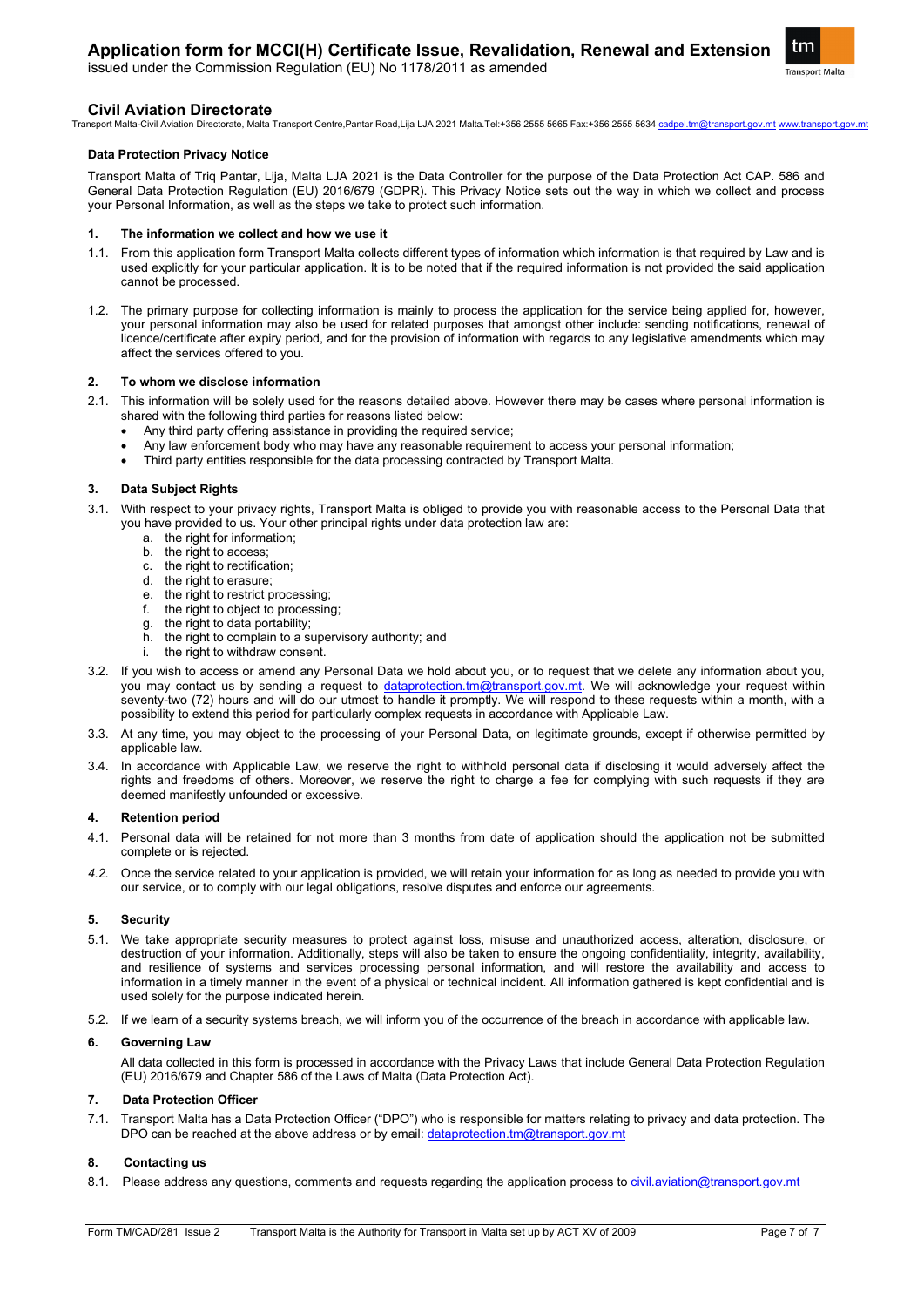**Data Protection Privacy Notice**

Transport Malta of Triq Pantar, Lija, Malta LJA 2021 is the Data Controller for the purpose of the Data Protection Act CAP. 586 and General Data Protection Regulation (EU) 2016/679 (GDPR). This Privacy Notice sets out the way in which we collect and process your Personal Information, as well as the steps we take to protect such information.

**1. The information we collect and how we use it**

1.1. From this application form Transport Malta collects different types of information which information is that required by Law and is used explicitly for your particular application. It is to be noted that if the required information is not provided the said application cannot be processed.

1.2. The primary purpose for collecting information is mainly to process the application for the service being applied for, however, your personal information may also be used for related purposes that amongst other include: sending notifications, renewal of licence/certificate after expiry period, and for the provision of information with regards to any legislative amendments which may affect the services offered to you.

**2. To whom we disclose information**

2.1. This information will be solely used for the reasons detailed above. However there may be cases where personal information is shared with the following third parties for reasons listed below:
- Any third party offering assistance in providing the required service;
- Any law enforcement body who may have any reasonable requirement to access your personal information;
- Third party entities responsible for the data processing contracted by Transport Malta.

**3. Data Subject Rights**

3.1. With respect to your privacy rights, Transport Malta is obliged to provide you with reasonable access to the Personal Data that you have provided to us. Your other principal rights under data protection law are:
   a. the right for information;
   b. the right to access;
   c. the right to rectification;
   d. the right to erasure;
   e. the right to restrict processing;
   f. the right to object to processing;
   g. the right to data portability;
   h. the right to complain to a supervisory authority; and
   i. the right to withdraw consent.

3.2. If you wish to access or amend any Personal Data we hold about you, or to request that we delete any information about you, you may contact us by sending a request to dataprotection.tm@transport.gov.mt. We will acknowledge your request within seventy-two (72) hours and will do our utmost to handle it promptly. We will respond to these requests within a month, with a possibility to extend this period for particularly complex requests in accordance with Applicable Law.

3.3. At any time, you may object to the processing of your Personal Data, on legitimate grounds, except if otherwise permitted by applicable law.

3.4. In accordance with Applicable Law, we reserve the right to withhold personal data if disclosing it would adversely affect the rights and freedoms of others. Moreover, we reserve the right to charge a fee for complying with such requests if they are deemed manifestly unfounded or excessive.

**4. Retention period**

4.1. Personal data will be retained for not more than 3 months from date of application should the application not be submitted complete or is rejected.

*4.2.* Once the service related to your application is provided, we will retain your information for as long as needed to provide you with our service, or to comply with our legal obligations, resolve disputes and enforce our agreements.

**5. Security**

5.1. We take appropriate security measures to protect against loss, misuse and unauthorized access, alteration, disclosure, or destruction of your information. Additionally, steps will also be taken to ensure the ongoing confidentiality, integrity, availability, and resilience of systems and services processing personal information, and will restore the availability and access to information in a timely manner in the event of a physical or technical incident. All information gathered is kept confidential and is used solely for the purpose indicated herein.

5.2. If we learn of a security systems breach, we will inform you of the occurrence of the breach in accordance with applicable law.

**6. Governing Law**

All data collected in this form is processed in accordance with the Privacy Laws that include General Data Protection Regulation (EU) 2016/679 and Chapter 586 of the Laws of Malta (Data Protection Act).

**7. Data Protection Officer**

7.1. Transport Malta has a Data Protection Officer ("DPO") who is responsible for matters relating to privacy and data protection. The DPO can be reached at the above address or by email: dataprotection.tm@transport.gov.mt

**8. Contacting us**

8.1. Please address any questions, comments and requests regarding the application process to civil.aviation@transport.gov.mt